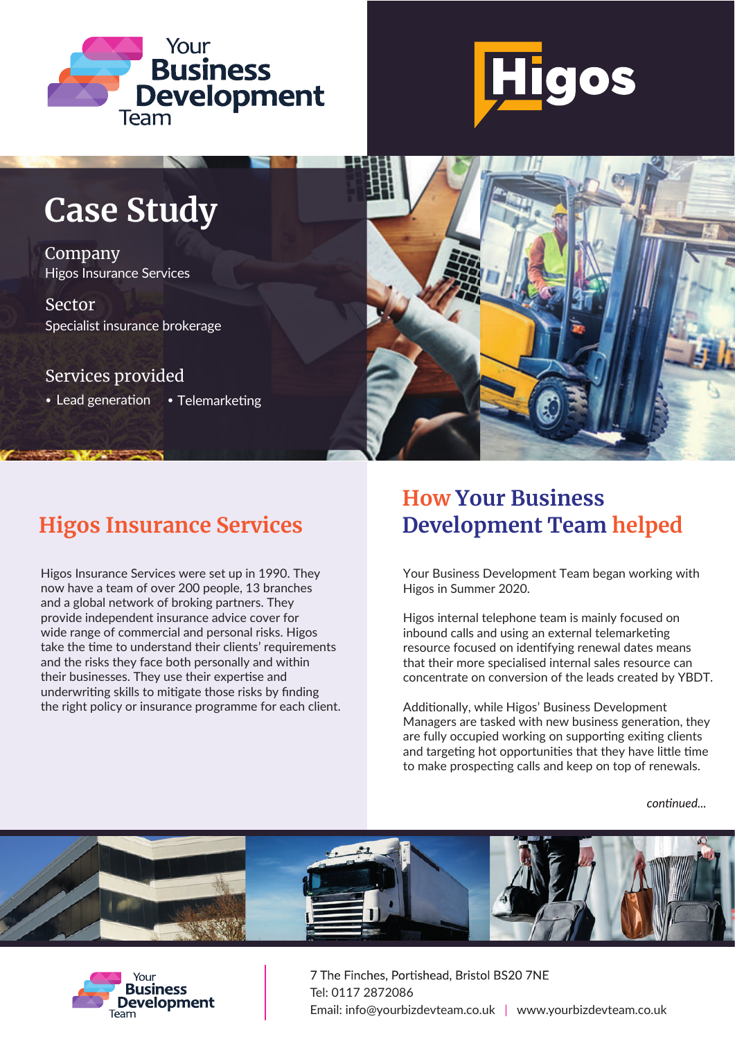Your Business Development Team

Higos

# Case Study

**Company**
Higos Insurance Services

**Sector**
Specialist insurance brokerage

**Services provided**

- Lead generation
- Telemarketing

## Higos Insurance Services

Higos Insurance Services were set up in 1990. They now have a team of over 200 people, 13 branches and a global network of broking partners. They provide independent insurance advice cover for wide range of commercial and personal risks. Higos take the time to understand their clients' requirements and the risks they face both personally and within their businesses. They use their expertise and underwriting skills to mitigate those risks by finding the right policy or insurance programme for each client.

## How Your Business Development Team helped

Your Business Development Team began working with Higos in Summer 2020.

Higos internal telephone team is mainly focused on inbound calls and using an external telemarketing resource focused on identifying renewal dates means that their more specialised internal sales resource can concentrate on conversion of the leads created by YBDT.

Additionally, while Higos' Business Development Managers are tasked with new business generation, they are fully occupied working on supporting exiting clients and targeting hot opportunities that they have little time to make prospecting calls and keep on top of renewals.

*continued...*

Your Business Development Team

7 The Finches, Portishead, Bristol BS20 7NE
Tel: 0117 2872086
Email: info@yourbizdevteam.co.uk | www.yourbizdevteam.co.uk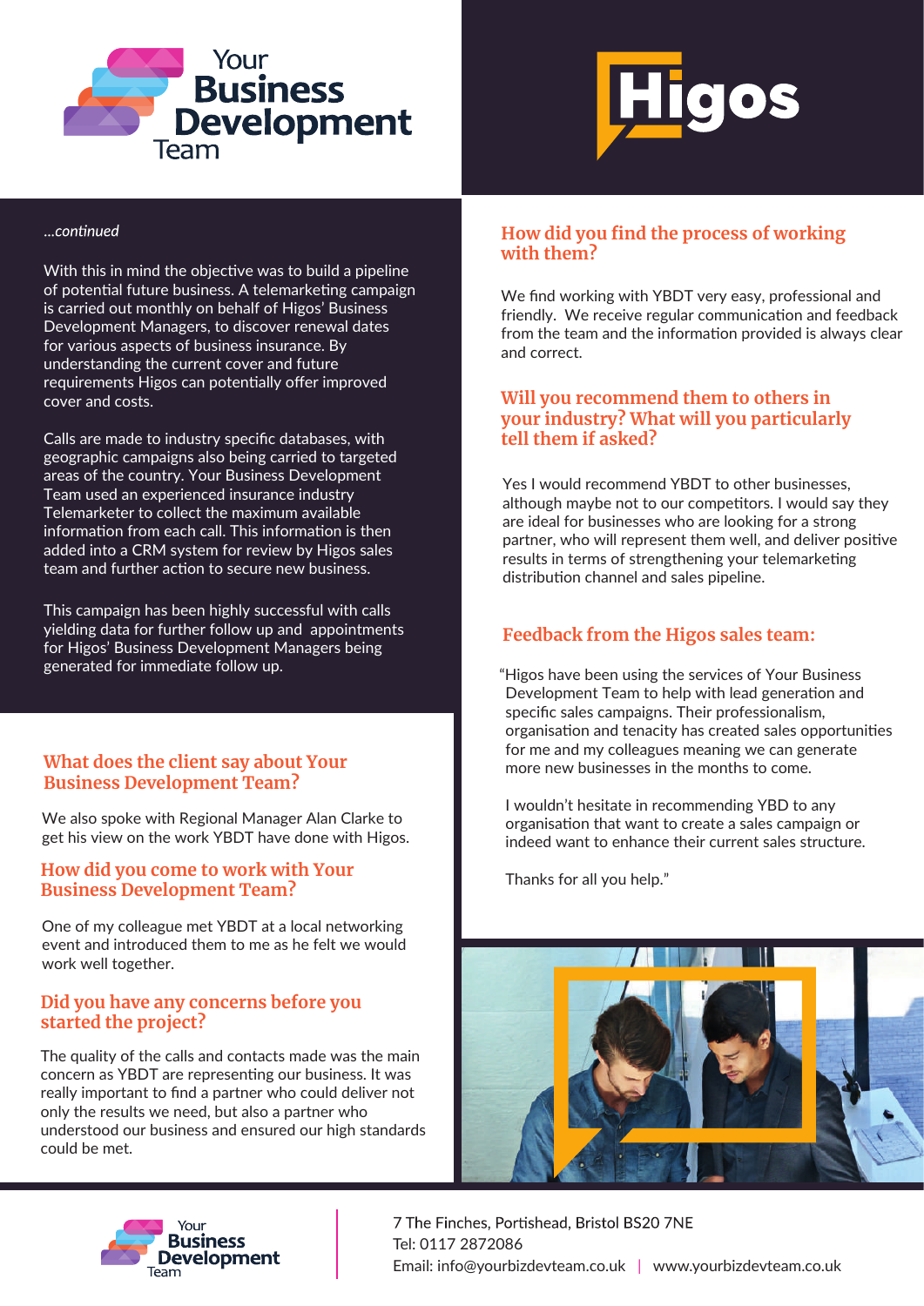*...continued*

With this in mind the objective was to build a pipeline of potential future business. A telemarketing campaign is carried out monthly on behalf of Higos' Business Development Managers, to discover renewal dates for various aspects of business insurance. By understanding the current cover and future requirements Higos can potentially offer improved cover and costs.

Calls are made to industry specific databases, with geographic campaigns also being carried to targeted areas of the country. Your Business Development Team used an experienced insurance industry Telemarketer to collect the maximum available information from each call. This information is then added into a CRM system for review by Higos sales team and further action to secure new business.

This campaign has been highly successful with calls yielding data for further follow up and appointments for Higos' Business Development Managers being generated for immediate follow up.

## What does the client say about Your Business Development Team?

We also spoke with Regional Manager Alan Clarke to get his view on the work YBDT have done with Higos.

## How did you come to work with Your Business Development Team?

One of my colleague met YBDT at a local networking event and introduced them to me as he felt we would work well together.

## Did you have any concerns before you started the project?

The quality of the calls and contacts made was the main concern as YBDT are representing our business. It was really important to find a partner who could deliver not only the results we need, but also a partner who understood our business and ensured our high standards could be met.

## How did you find the process of working with them?

We find working with YBDT very easy, professional and friendly. We receive regular communication and feedback from the team and the information provided is always clear and correct.

## Will you recommend them to others in your industry? What will you particularly tell them if asked?

Yes I would recommend YBDT to other businesses, although maybe not to our competitors. I would say they are ideal for businesses who are looking for a strong partner, who will represent them well, and deliver positive results in terms of strengthening your telemarketing distribution channel and sales pipeline.

## Feedback from the Higos sales team:

"Higos have been using the services of Your Business Development Team to help with lead generation and specific sales campaigns. Their professionalism, organisation and tenacity has created sales opportunities for me and my colleagues meaning we can generate more new businesses in the months to come.

I wouldn't hesitate in recommending YBD to any organisation that want to create a sales campaign or indeed want to enhance their current sales structure.

Thanks for all you help."

7 The Finches, Portishead, Bristol BS20 7NE
Tel: 0117 2872086
Email: info@yourbizdevteam.co.uk | www.yourbizdevteam.co.uk